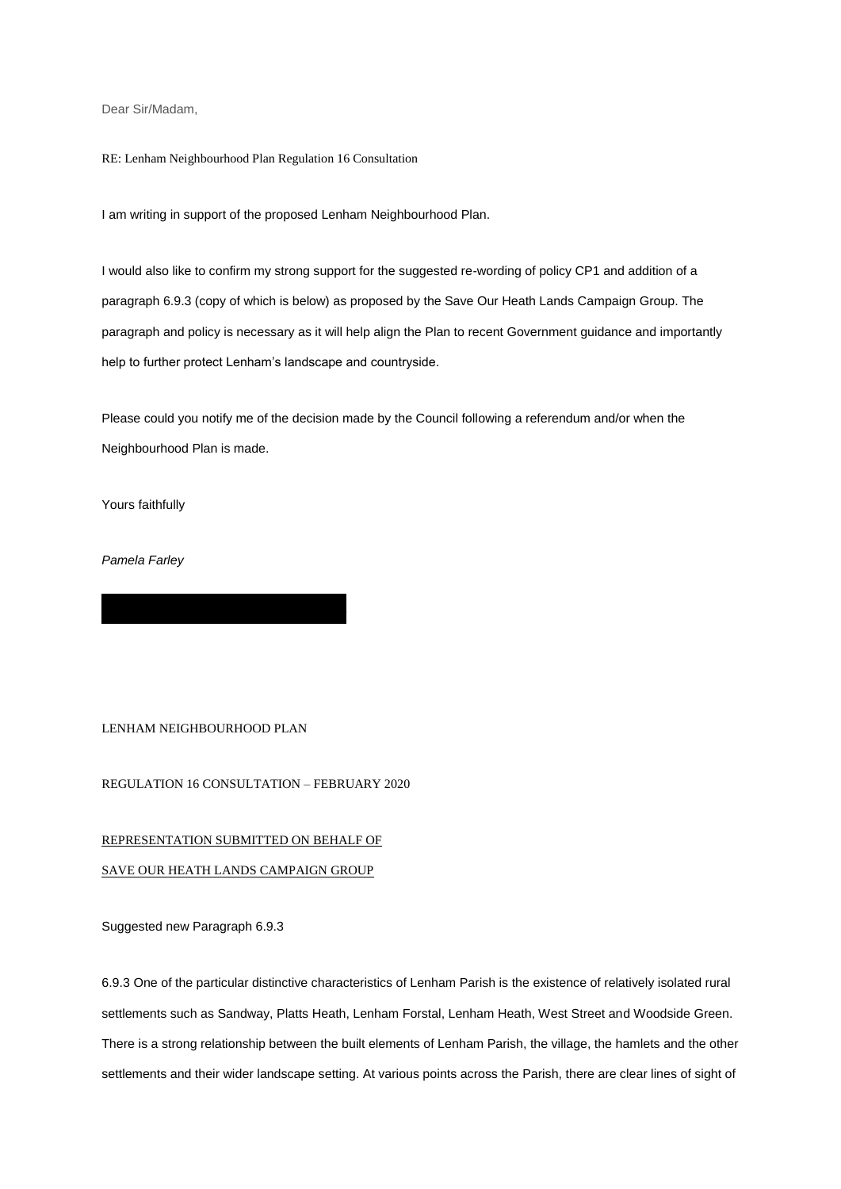Dear Sir/Madam,

RE: Lenham Neighbourhood Plan Regulation 16 Consultation

I am writing in support of the proposed Lenham Neighbourhood Plan.

I would also like to confirm my strong support for the suggested re-wording of policy CP1 and addition of a paragraph 6.9.3 (copy of which is below) as proposed by the Save Our Heath Lands Campaign Group. The paragraph and policy is necessary as it will help align the Plan to recent Government guidance and importantly help to further protect Lenham's landscape and countryside.

Please could you notify me of the decision made by the Council following a referendum and/or when the Neighbourhood Plan is made.

Yours faithfully

*Pamela Farley*

LENHAM NEIGHBOURHOOD PLAN

REGULATION 16 CONSULTATION – FEBRUARY 2020

REPRESENTATION SUBMITTED ON BEHALF OF

SAVE OUR HEATH LANDS CAMPAIGN GROUP

Suggested new Paragraph 6.9.3

6.9.3 One of the particular distinctive characteristics of Lenham Parish is the existence of relatively isolated rural settlements such as Sandway, Platts Heath, Lenham Forstal, Lenham Heath, West Street and Woodside Green. There is a strong relationship between the built elements of Lenham Parish, the village, the hamlets and the other settlements and their wider landscape setting. At various points across the Parish, there are clear lines of sight of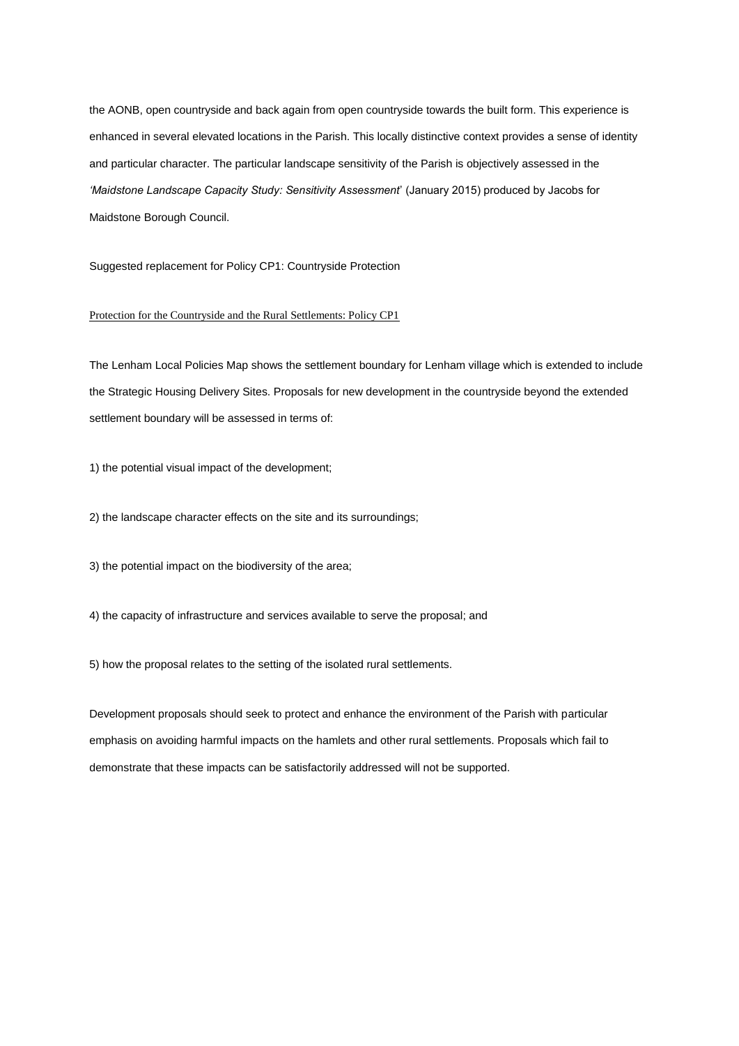the AONB, open countryside and back again from open countryside towards the built form. This experience is enhanced in several elevated locations in the Parish. This locally distinctive context provides a sense of identity and particular character. The particular landscape sensitivity of the Parish is objectively assessed in the *'Maidstone Landscape Capacity Study: Sensitivity Assessment*' (January 2015) produced by Jacobs for Maidstone Borough Council.

Suggested replacement for Policy CP1: Countryside Protection

<u>Protection for the Countryside and the Rural Settlements: Policy CP1</u>

The Lenham Local Policies Map shows the settlement boundary for Lenham village which is extended to include the Strategic Housing Delivery Sites. Proposals for new development in the countryside beyond the extended settlement boundary will be assessed in terms of:

1) the potential visual impact of the development;

2) the landscape character effects on the site and its surroundings;

3) the potential impact on the biodiversity of the area;

4) the capacity of infrastructure and services available to serve the proposal; and

5) how the proposal relates to the setting of the isolated rural settlements.

Development proposals should seek to protect and enhance the environment of the Parish with particular emphasis on avoiding harmful impacts on the hamlets and other rural settlements. Proposals which fail to demonstrate that these impacts can be satisfactorily addressed will not be supported.